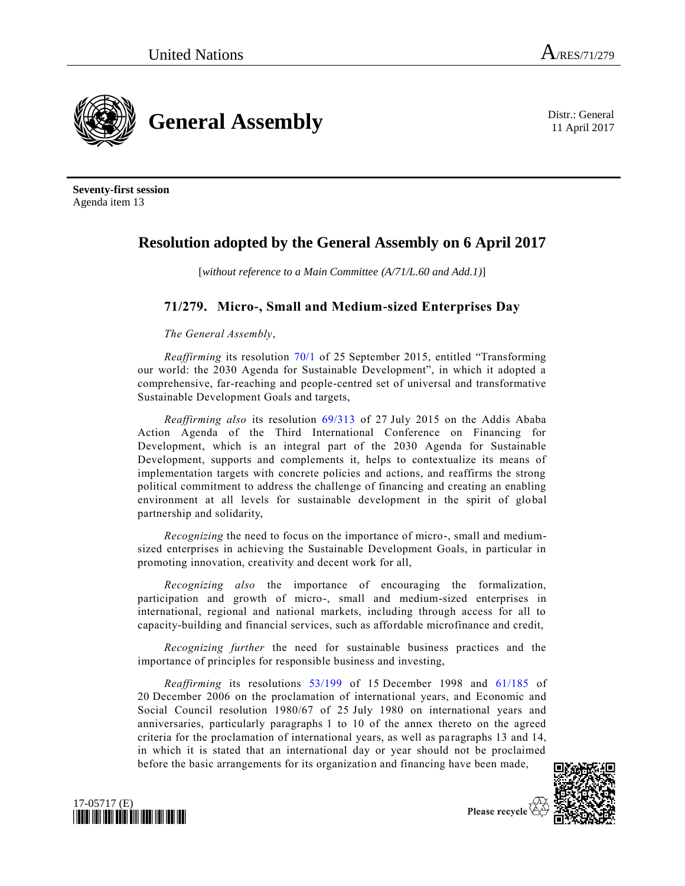United Nations A/RES/71/279

# General Assembly

Distr.: General
11 April 2017

**Seventy-first session**
Agenda item 13

## Resolution adopted by the General Assembly on 6 April 2017

[*without reference to a Main Committee (A/71/L.60 and Add.1)*]

### 71/279. Micro-, Small and Medium-sized Enterprises Day

*The General Assembly*,

*Reaffirming* its resolution 70/1 of 25 September 2015, entitled "Transforming our world: the 2030 Agenda for Sustainable Development", in which it adopted a comprehensive, far-reaching and people-centred set of universal and transformative Sustainable Development Goals and targets,

*Reaffirming also* its resolution 69/313 of 27 July 2015 on the Addis Ababa Action Agenda of the Third International Conference on Financing for Development, which is an integral part of the 2030 Agenda for Sustainable Development, supports and complements it, helps to contextualize its means of implementation targets with concrete policies and actions, and reaffirms the strong political commitment to address the challenge of financing and creating an enabling environment at all levels for sustainable development in the spirit of global partnership and solidarity,

*Recognizing* the need to focus on the importance of micro-, small and medium-sized enterprises in achieving the Sustainable Development Goals, in particular in promoting innovation, creativity and decent work for all,

*Recognizing also* the importance of encouraging the formalization, participation and growth of micro-, small and medium-sized enterprises in international, regional and national markets, including through access for all to capacity-building and financial services, such as affordable microfinance and credit,

*Recognizing further* the need for sustainable business practices and the importance of principles for responsible business and investing,

*Reaffirming* its resolutions 53/199 of 15 December 1998 and 61/185 of 20 December 2006 on the proclamation of international years, and Economic and Social Council resolution 1980/67 of 25 July 1980 on international years and anniversaries, particularly paragraphs 1 to 10 of the annex thereto on the agreed criteria for the proclamation of international years, as well as paragraphs 13 and 14, in which it is stated that an international day or year should not be proclaimed before the basic arrangements for its organization and financing have been made,

17-05717 (E)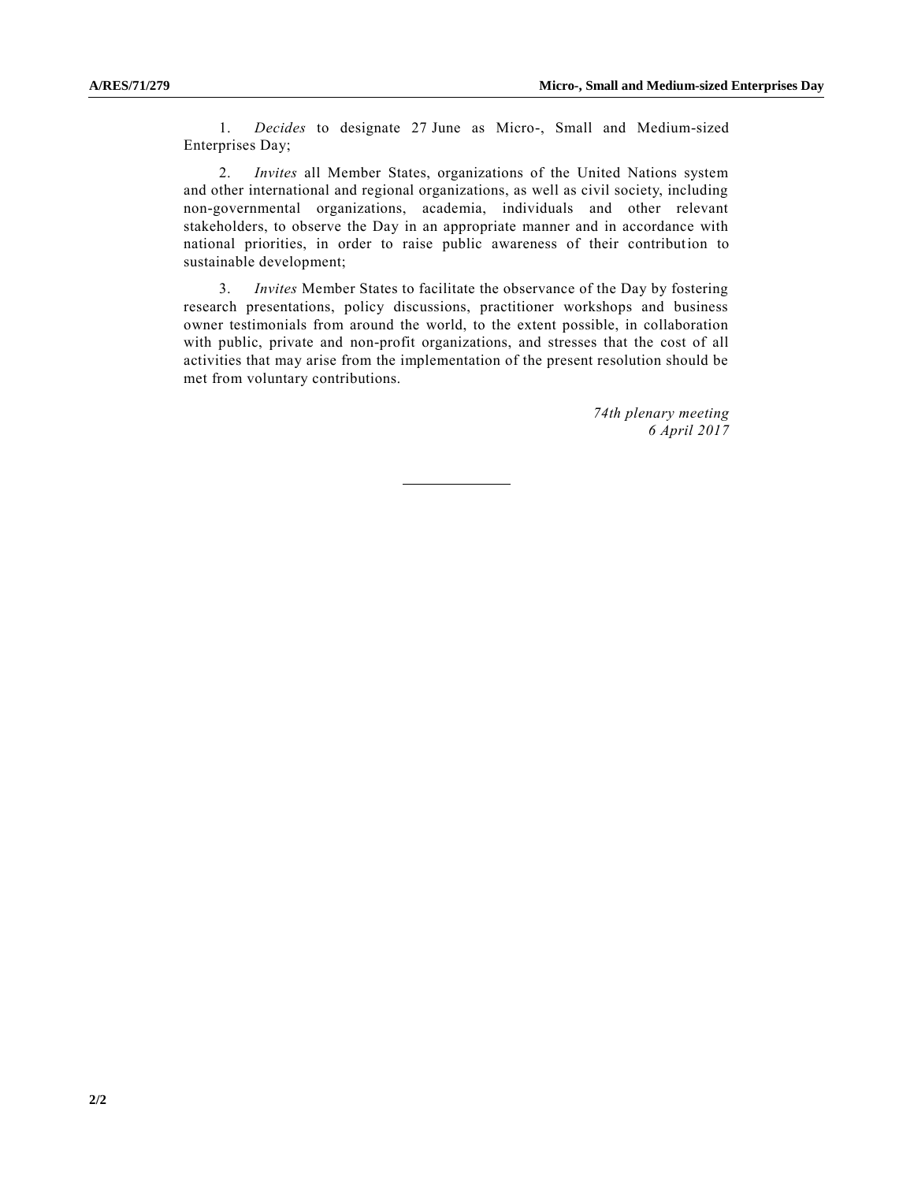1. *Decides* to designate 27 June as Micro-, Small and Medium-sized Enterprises Day;

2. *Invites* all Member States, organizations of the United Nations system and other international and regional organizations, as well as civil society, including non-governmental organizations, academia, individuals and other relevant stakeholders, to observe the Day in an appropriate manner and in accordance with national priorities, in order to raise public awareness of their contribution to sustainable development;

3. *Invites* Member States to facilitate the observance of the Day by fostering research presentations, policy discussions, practitioner workshops and business owner testimonials from around the world, to the extent possible, in collaboration with public, private and non-profit organizations, and stresses that the cost of all activities that may arise from the implementation of the present resolution should be met from voluntary contributions.

*74th plenary meeting*
*6 April 2017*